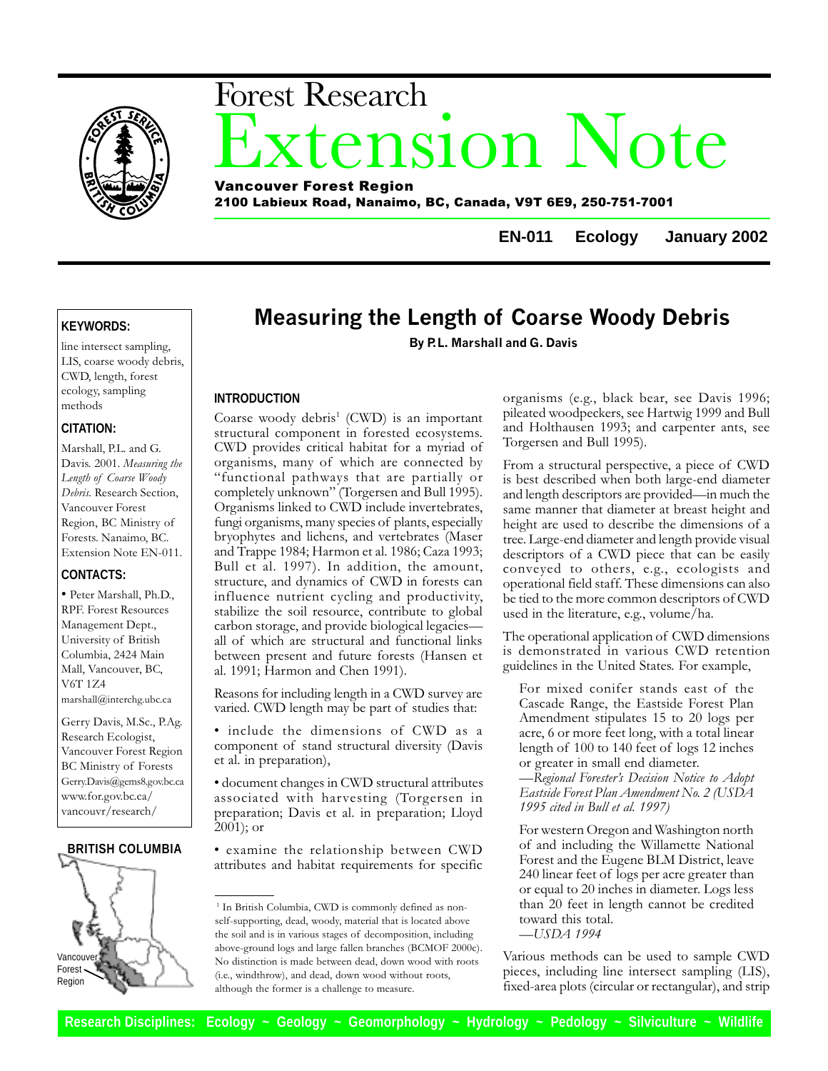# Forest Research Extension Note

**Vancouver Forest Region**
**2100 Labieux Road, Nanaimo, BC, Canada, V9T 6E9, 250-751-7001**

**EN-011 Ecology January 2002**

**KEYWORDS:**

line intersect sampling, LIS, coarse woody debris, CWD, length, forest ecology, sampling methods

**CITATION:**

Marshall, P.L. and G. Davis. 2001. *Measuring the Length of Coarse Woody Debris.* Research Section, Vancouver Forest Region, BC Ministry of Forests. Nanaimo, BC. Extension Note EN-011.

**CONTACTS:**

- Peter Marshall, Ph.D., RPF. Forest Resources Management Dept., University of British Columbia, 2424 Main Mall, Vancouver, BC, V6T 1Z4
marshall@interchg.ubc.ca

Gerry Davis, M.Sc., P.Ag. Research Ecologist, Vancouver Forest Region BC Ministry of Forests
Gerry.Davis@gems8.gov.bc.ca
www.for.gov.bc.ca/vancouvr/research/

**BRITISH COLUMBIA**

Vancouver Forest Region

## Measuring the Length of Coarse Woody Debris

**By P.L. Marshall and G. Davis**

### INTRODUCTION

Coarse woody debris[1] (CWD) is an important structural component in forested ecosystems. CWD provides critical habitat for a myriad of organisms, many of which are connected by "functional pathways that are partially or completely unknown" (Torgersen and Bull 1995). Organisms linked to CWD include invertebrates, fungi organisms, many species of plants, especially bryophytes and lichens, and vertebrates (Maser and Trappe 1984; Harmon et al. 1986; Caza 1993; Bull et al. 1997). In addition, the amount, structure, and dynamics of CWD in forests can influence nutrient cycling and productivity, stabilize the soil resource, contribute to global carbon storage, and provide biological legacies—all of which are structural and functional links between present and future forests (Hansen et al. 1991; Harmon and Chen 1991).

Reasons for including length in a CWD survey are varied. CWD length may be part of studies that:

- include the dimensions of CWD as a component of stand structural diversity (Davis et al. in preparation),
- document changes in CWD structural attributes associated with harvesting (Torgersen in preparation; Davis et al. in preparation; Lloyd 2001); or
- examine the relationship between CWD attributes and habitat requirements for specific organisms (e.g., black bear, see Davis 1996; pileated woodpeckers, see Hartwig 1999 and Bull and Holthausen 1993; and carpenter ants, see Torgersen and Bull 1995).

From a structural perspective, a piece of CWD is best described when both large-end diameter and length descriptors are provided—in much the same manner that diameter at breast height and height are used to describe the dimensions of a tree. Large-end diameter and length provide visual descriptors of a CWD piece that can be easily conveyed to others, e.g., ecologists and operational field staff. These dimensions can also be tied to the more common descriptors of CWD used in the literature, e.g., volume/ha.

The operational application of CWD dimensions is demonstrated in various CWD retention guidelines in the United States. For example,

> For mixed conifer stands east of the Cascade Range, the Eastside Forest Plan Amendment stipulates 15 to 20 logs per acre, 6 or more feet long, with a total linear length of 100 to 140 feet of logs 12 inches or greater in small end diameter.
> —*Regional Forester's Decision Notice to Adopt Eastside Forest Plan Amendment No. 2 (USDA 1995 cited in Bull et al. 1997)*

> For western Oregon and Washington north of and including the Willamette National Forest and the Eugene BLM District, leave 240 linear feet of logs per acre greater than or equal to 20 inches in diameter. Logs less than 20 feet in length cannot be credited toward this total.
> —*USDA 1994*

Various methods can be used to sample CWD pieces, including line intersect sampling (LIS), fixed-area plots (circular or rectangular), and strip

[1] In British Columbia, CWD is commonly defined as non-self-supporting, dead, woody, material that is located above the soil and is in various stages of decomposition, including above-ground logs and large fallen branches (BCMOF 2000c). No distinction is made between dead, down wood with roots (i.e., windthrow), and dead, down wood without roots, although the former is a challenge to measure.

**Research Disciplines: Ecology ~ Geology ~ Geomorphology ~ Hydrology ~ Pedology ~ Silviculture ~ Wildlife**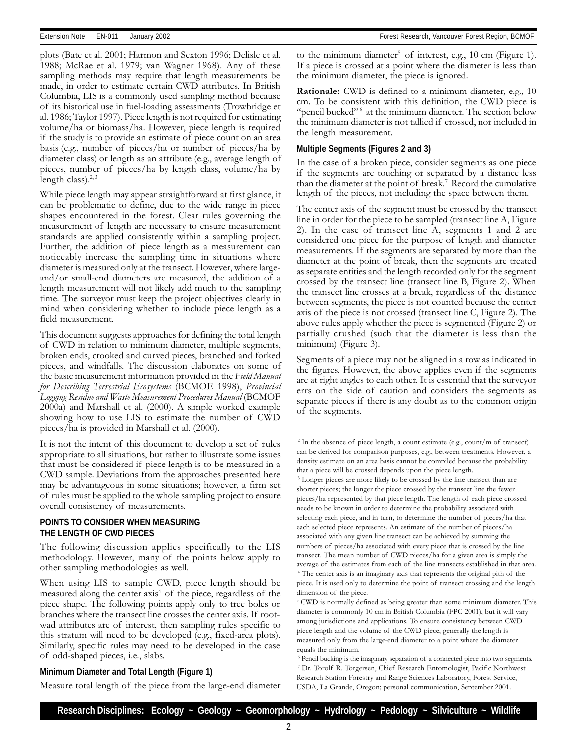plots (Bate et al. 2001; Harmon and Sexton 1996; Delisle et al. 1988; McRae et al. 1979; van Wagner 1968). Any of these sampling methods may require that length measurements be made, in order to estimate certain CWD attributes. In British Columbia, LIS is a commonly used sampling method because of its historical use in fuel-loading assessments (Trowbridge et al. 1986; Taylor 1997). Piece length is not required for estimating volume/ha or biomass/ha. However, piece length is required if the study is to provide an estimate of piece count on an area basis (e.g., number of pieces/ha or number of pieces/ha by diameter class) or length as an attribute (e.g., average length of pieces, number of pieces/ha by length class, volume/ha by length class).[2,3]

While piece length may appear straightforward at first glance, it can be problematic to define, due to the wide range in piece shapes encountered in the forest. Clear rules governing the measurement of length are necessary to ensure measurement standards are applied consistently within a sampling project. Further, the addition of piece length as a measurement can noticeably increase the sampling time in situations where diameter is measured only at the transect. However, where large- and/or small-end diameters are measured, the addition of a length measurement will not likely add much to the sampling time. The surveyor must keep the project objectives clearly in mind when considering whether to include piece length as a field measurement.

This document suggests approaches for defining the total length of CWD in relation to minimum diameter, multiple segments, broken ends, crooked and curved pieces, branched and forked pieces, and windfalls. The discussion elaborates on some of the basic measurement information provided in the *Field Manual for Describing Terrestrial Ecosystems* (BCMOE 1998), *Provincial Logging Residue and Waste Measurement Procedures Manual* (BCMOF 2000a) and Marshall et al. (2000). A simple worked example showing how to use LIS to estimate the number of CWD pieces/ha is provided in Marshall et al. (2000).

It is not the intent of this document to develop a set of rules appropriate to all situations, but rather to illustrate some issues that must be considered if piece length is to be measured in a CWD sample. Deviations from the approaches presented here may be advantageous in some situations; however, a firm set of rules must be applied to the whole sampling project to ensure overall consistency of measurements.

## POINTS TO CONSIDER WHEN MEASURING THE LENGTH OF CWD PIECES

The following discussion applies specifically to the LIS methodology. However, many of the points below apply to other sampling methodologies as well.

When using LIS to sample CWD, piece length should be measured along the center axis[4] of the piece, regardless of the piece shape. The following points apply only to tree boles or branches where the transect line crosses the center axis. If root-wad attributes are of interest, then sampling rules specific to this stratum will need to be developed (e.g., fixed-area plots). Similarly, specific rules may need to be developed in the case of odd-shaped pieces, i.e., slabs.

### Minimum Diameter and Total Length (Figure 1)

Measure total length of the piece from the large-end diameter to the minimum diameter[5] of interest, e.g., 10 cm (Figure 1). If a piece is crossed at a point where the diameter is less than the minimum diameter, the piece is ignored.

**Rationale:** CWD is defined to a minimum diameter, e.g., 10 cm. To be consistent with this definition, the CWD piece is "pencil bucked"[6] at the minimum diameter. The section below the minimum diameter is not tallied if crossed, nor included in the length measurement.

### Multiple Segments (Figures 2 and 3)

In the case of a broken piece, consider segments as one piece if the segments are touching or separated by a distance less than the diameter at the point of break.[7] Record the cumulative length of the pieces, not including the space between them.

The center axis of the segment must be crossed by the transect line in order for the piece to be sampled (transect line A, Figure 2). In the case of transect line A, segments 1 and 2 are considered one piece for the purpose of length and diameter measurements. If the segments are separated by more than the diameter at the point of break, then the segments are treated as separate entities and the length recorded only for the segment crossed by the transect line (transect line B, Figure 2). When the transect line crosses at a break, regardless of the distance between segments, the piece is not counted because the center axis of the piece is not crossed (transect line C, Figure 2). The above rules apply whether the piece is segmented (Figure 2) or partially crushed (such that the diameter is less than the minimum) (Figure 3).

Segments of a piece may not be aligned in a row as indicated in the figures. However, the above applies even if the segments are at right angles to each other. It is essential that the surveyor errs on the side of caution and considers the segments as separate pieces if there is any doubt as to the common origin of the segments.

---

[2] In the absence of piece length, a count estimate (e.g., count/m of transect) can be derived for comparison purposes, e.g., between treatments. However, a density estimate on an area basis cannot be compiled because the probability that a piece will be crossed depends upon the piece length.

[3] Longer pieces are more likely to be crossed by the line transect than are shorter pieces; the longer the piece crossed by the transect line the fewer pieces/ha represented by that piece length. The length of each piece crossed needs to be known in order to determine the probability associated with selecting each piece, and in turn, to determine the number of pieces/ha that each selected piece represents. An estimate of the number of pieces/ha associated with any given line transect can be achieved by summing the numbers of pieces/ha associated with every piece that is crossed by the line transect. The mean number of CWD pieces/ha for a given area is simply the average of the estimates from each of the line transects established in that area.

[4] The center axis is an imaginary axis that represents the original pith of the piece. It is used only to determine the point of transect crossing and the length dimension of the piece.

[5] CWD is normally defined as being greater than some minimum diameter. This diameter is commonly 10 cm in British Columbia (FPC 2001), but it will vary among jurisdictions and applications. To ensure consistency between CWD piece length and the volume of the CWD piece, generally the length is measured only from the large-end diameter to a point where the diameter equals the minimum.

[6] Pencil bucking is the imaginary separation of a connected piece into two segments.

[7] Dr. Torolf R. Torgersen, Chief Research Entomologist, Pacific Northwest Research Station Forestry and Range Sciences Laboratory, Forest Service, USDA, La Grande, Oregon; personal communication, September 2001.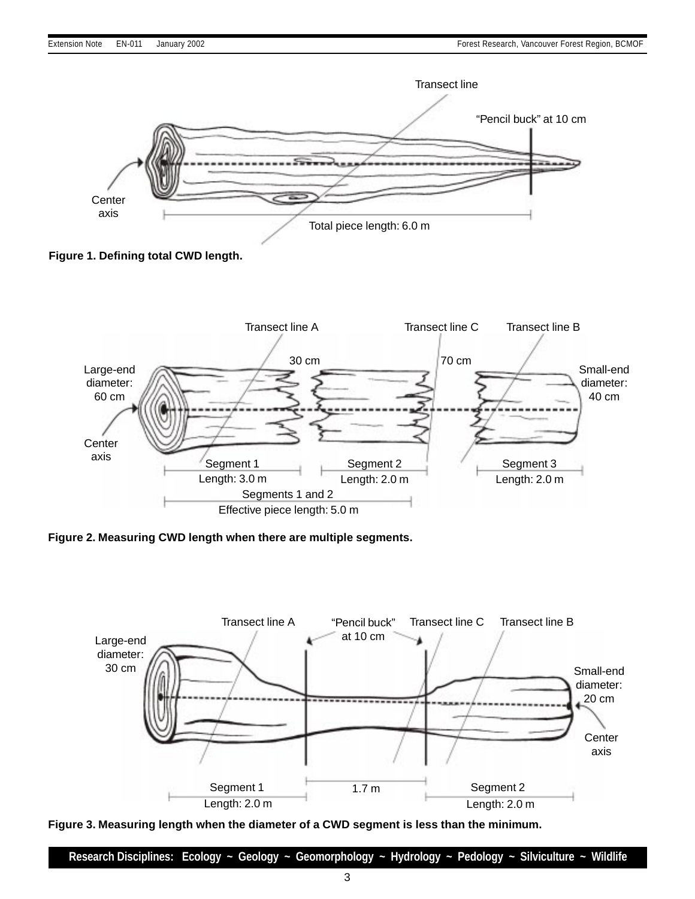**Figure 1. Defining total CWD length.**

**Figure 2. Measuring CWD length when there are multiple segments.**

**Figure 3. Measuring length when the diameter of a CWD segment is less than the minimum.**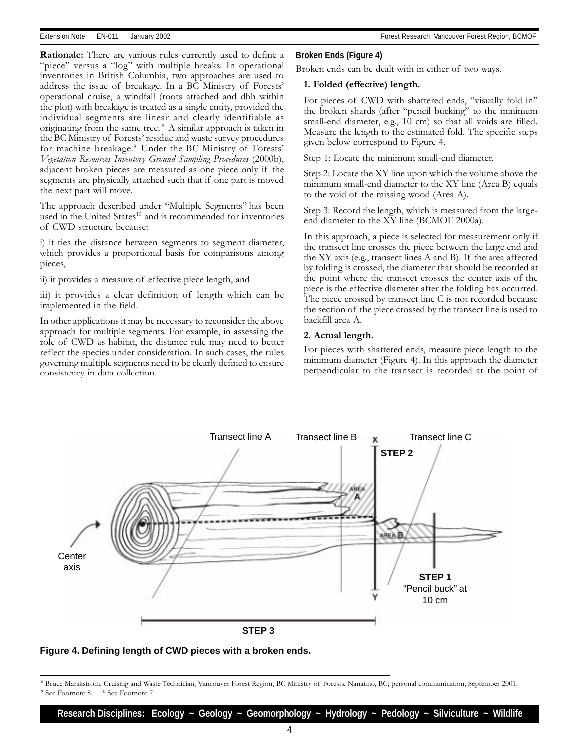**Rationale:** There are various rules currently used to define a "piece" versus a "log" with multiple breaks. In operational inventories in British Columbia, two approaches are used to address the issue of breakage. In a BC Ministry of Forests' operational cruise, a windfall (roots attached and dbh within the plot) with breakage is treated as a single entity, provided the individual segments are linear and clearly identifiable as originating from the same tree.[8] A similar approach is taken in the BC Ministry of Forests' residue and waste survey procedures for machine breakage.[9] Under the BC Ministry of Forests' *Vegetation Resources Inventory Ground Sampling Procedures* (2000b), adjacent broken pieces are measured as one piece only if the segments are physically attached such that if one part is moved the next part will move.

The approach described under "Multiple Segments" has been used in the United States[10] and is recommended for inventories of CWD structure because:

i) it ties the distance between segments to segment diameter, which provides a proportional basis for comparisons among pieces,

ii) it provides a measure of effective piece length, and

iii) it provides a clear definition of length which can be implemented in the field.

In other applications it may be necessary to reconsider the above approach for multiple segments. For example, in assessing the role of CWD as habitat, the distance rule may need to better reflect the species under consideration. In such cases, the rules governing multiple segments need to be clearly defined to ensure consistency in data collection.

### Broken Ends (Figure 4)

Broken ends can be dealt with in either of two ways.

**1. Folded (effective) length.**

For pieces of CWD with shattered ends, "visually fold in" the broken shards (after "pencil bucking" to the minimum small-end diameter, e.g., 10 cm) so that all voids are filled. Measure the length to the estimated fold. The specific steps given below correspond to Figure 4.

Step 1: Locate the minimum small-end diameter.

Step 2: Locate the XY line upon which the volume above the minimum small-end diameter to the XY line (Area B) equals to the void of the missing wood (Area A).

Step 3: Record the length, which is measured from the large-end diameter to the XY line (BCMOF 2000a).

In this approach, a piece is selected for measurement only if the transect line crosses the piece between the large end and the XY axis (e.g., transect lines A and B). If the area affected by folding is crossed, the diameter that should be recorded at the point where the transect crosses the center axis of the piece is the effective diameter after the folding has occurred. The piece crossed by transect line C is not recorded because the section of the piece crossed by the transect line is used to backfill area A.

**2. Actual length.**

For pieces with shattered ends, measure piece length to the minimum diameter (Figure 4). In this approach the diameter perpendicular to the transect is recorded at the point of

**Figure 4. Defining length of CWD pieces with a broken ends.**

---

[8] Bruce Marskstrom, Cruising and Waste Technician, Vancouver Forest Region, BC Ministry of Forests, Nanaimo, BC; personal communication, September 2001.
[9] See Footnote 8. [10] See Footnote 7.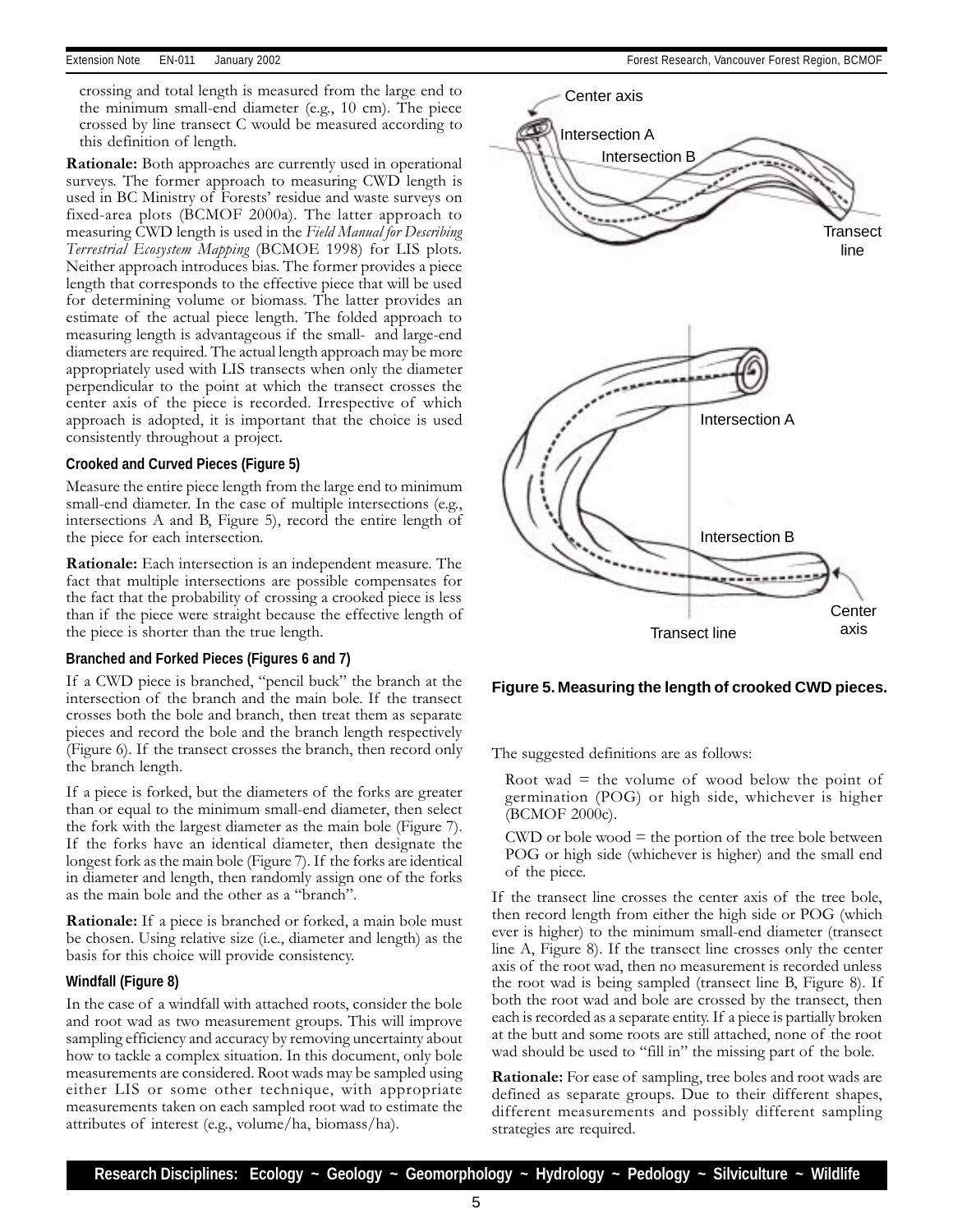crossing and total length is measured from the large end to the minimum small-end diameter (e.g., 10 cm). The piece crossed by line transect C would be measured according to this definition of length.

**Rationale:** Both approaches are currently used in operational surveys. The former approach to measuring CWD length is used in BC Ministry of Forests' residue and waste surveys on fixed-area plots (BCMOF 2000a). The latter approach to measuring CWD length is used in the *Field Manual for Describing Terrestrial Ecosystem Mapping* (BCMOE 1998) for LIS plots. Neither approach introduces bias. The former provides a piece length that corresponds to the effective piece that will be used for determining volume or biomass. The latter provides an estimate of the actual piece length. The folded approach to measuring length is advantageous if the small- and large-end diameters are required. The actual length approach may be more appropriately used with LIS transects when only the diameter perpendicular to the point at which the transect crosses the center axis of the piece is recorded. Irrespective of which approach is adopted, it is important that the choice is used consistently throughout a project.

### Crooked and Curved Pieces (Figure 5)

Measure the entire piece length from the large end to minimum small-end diameter. In the case of multiple intersections (e.g., intersections A and B, Figure 5), record the entire length of the piece for each intersection.

**Rationale:** Each intersection is an independent measure. The fact that multiple intersections are possible compensates for the fact that the probability of crossing a crooked piece is less than if the piece were straight because the effective length of the piece is shorter than the true length.

### Branched and Forked Pieces (Figures 6 and 7)

If a CWD piece is branched, "pencil buck" the branch at the intersection of the branch and the main bole. If the transect crosses both the bole and branch, then treat them as separate pieces and record the bole and the branch length respectively (Figure 6). If the transect crosses the branch, then record only the branch length.

If a piece is forked, but the diameters of the forks are greater than or equal to the minimum small-end diameter, then select the fork with the largest diameter as the main bole (Figure 7). If the forks have an identical diameter, then designate the longest fork as the main bole (Figure 7). If the forks are identical in diameter and length, then randomly assign one of the forks as the main bole and the other as a "branch".

**Rationale:** If a piece is branched or forked, a main bole must be chosen. Using relative size (i.e., diameter and length) as the basis for this choice will provide consistency.

### Windfall (Figure 8)

In the case of a windfall with attached roots, consider the bole and root wad as two measurement groups. This will improve sampling efficiency and accuracy by removing uncertainty about how to tackle a complex situation. In this document, only bole measurements are considered. Root wads may be sampled using either LIS or some other technique, with appropriate measurements taken on each sampled root wad to estimate the attributes of interest (e.g., volume/ha, biomass/ha).

**Figure 5. Measuring the length of crooked CWD pieces.**

The suggested definitions are as follows:

Root wad = the volume of wood below the point of germination (POG) or high side, whichever is higher (BCMOF 2000c).

CWD or bole wood = the portion of the tree bole between POG or high side (whichever is higher) and the small end of the piece.

If the transect line crosses the center axis of the tree bole, then record length from either the high side or POG (which ever is higher) to the minimum small-end diameter (transect line A, Figure 8). If the transect line crosses only the center axis of the root wad, then no measurement is recorded unless the root wad is being sampled (transect line B, Figure 8). If both the root wad and bole are crossed by the transect, then each is recorded as a separate entity. If a piece is partially broken at the butt and some roots are still attached, none of the root wad should be used to "fill in" the missing part of the bole.

**Rationale:** For ease of sampling, tree boles and root wads are defined as separate groups. Due to their different shapes, different measurements and possibly different sampling strategies are required.

**Research Disciplines: Ecology ~ Geology ~ Geomorphology ~ Hydrology ~ Pedology ~ Silviculture ~ Wildlife**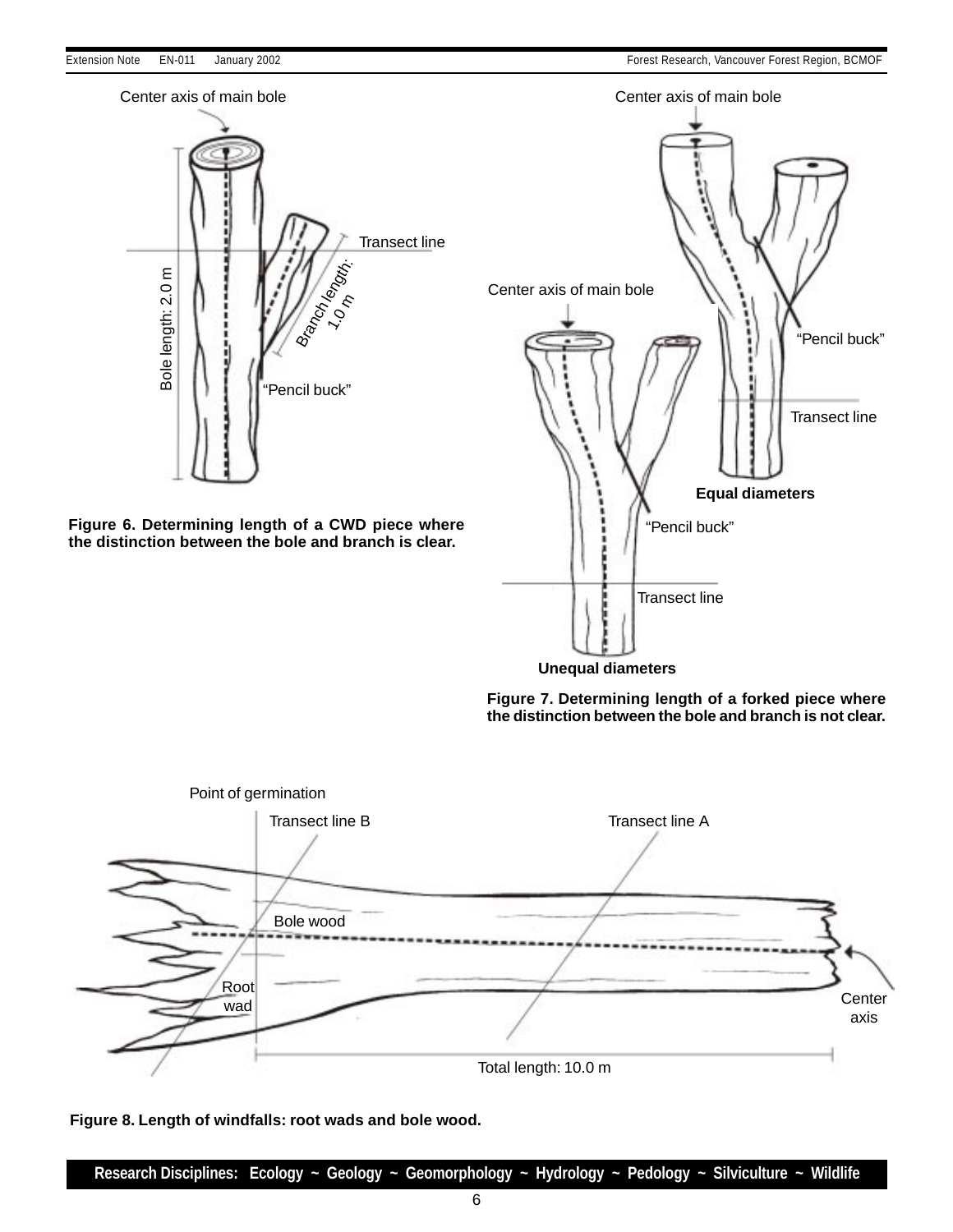Figure 6. Determining length of a CWD piece where the distinction between the bole and branch is clear.

Figure 7. Determining length of a forked piece where the distinction between the bole and branch is not clear.

Figure 8. Length of windfalls: root wads and bole wood.

**Research Disciplines: Ecology ~ Geology ~ Geomorphology ~ Hydrology ~ Pedology ~ Silviculture ~ Wildlife**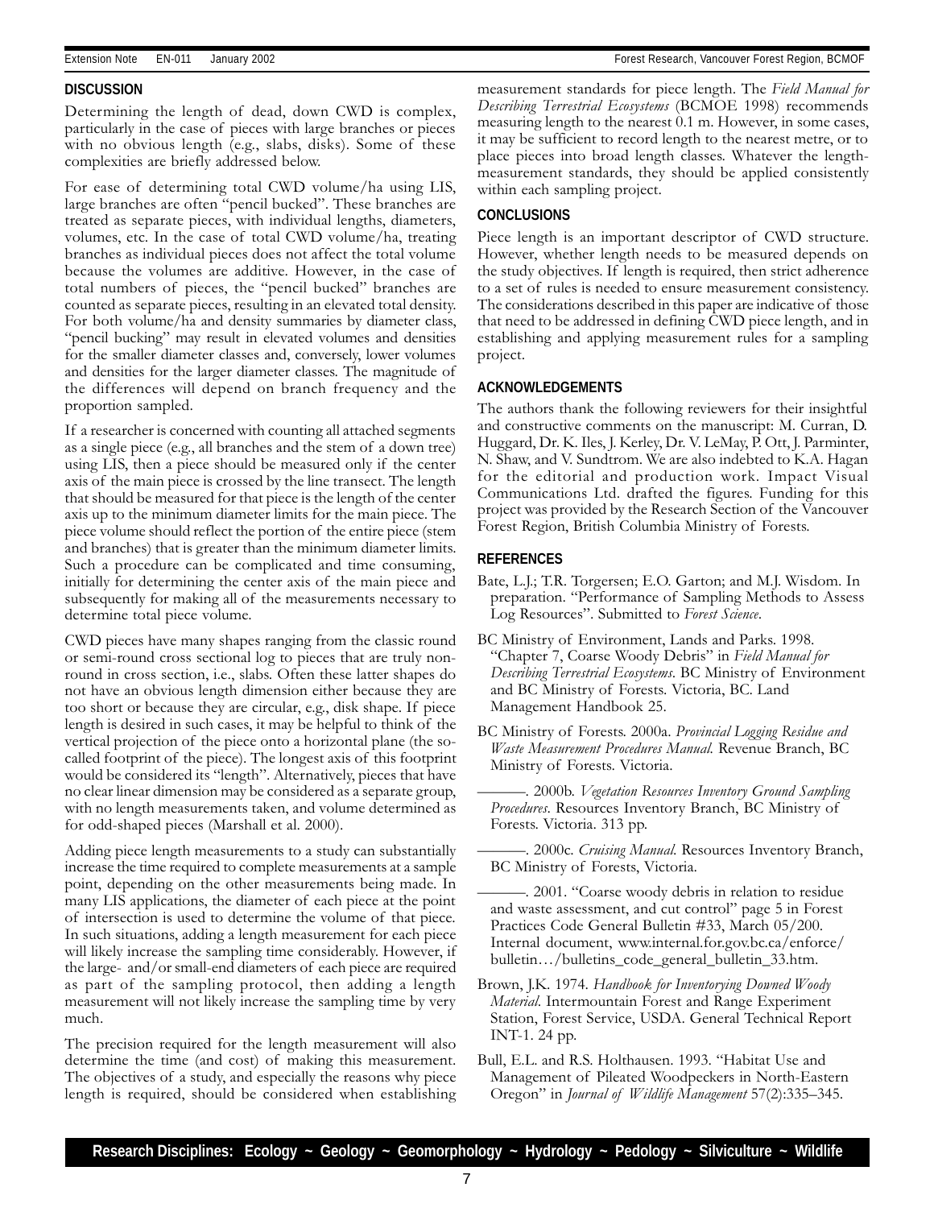## DISCUSSION

Determining the length of dead, down CWD is complex, particularly in the case of pieces with large branches or pieces with no obvious length (e.g., slabs, disks). Some of these complexities are briefly addressed below.

For ease of determining total CWD volume/ha using LIS, large branches are often "pencil bucked". These branches are treated as separate pieces, with individual lengths, diameters, volumes, etc. In the case of total CWD volume/ha, treating branches as individual pieces does not affect the total volume because the volumes are additive. However, in the case of total numbers of pieces, the "pencil bucked" branches are counted as separate pieces, resulting in an elevated total density. For both volume/ha and density summaries by diameter class, "pencil bucking" may result in elevated volumes and densities for the smaller diameter classes and, conversely, lower volumes and densities for the larger diameter classes. The magnitude of the differences will depend on branch frequency and the proportion sampled.

If a researcher is concerned with counting all attached segments as a single piece (e.g., all branches and the stem of a down tree) using LIS, then a piece should be measured only if the center axis of the main piece is crossed by the line transect. The length that should be measured for that piece is the length of the center axis up to the minimum diameter limits for the main piece. The piece volume should reflect the portion of the entire piece (stem and branches) that is greater than the minimum diameter limits. Such a procedure can be complicated and time consuming, initially for determining the center axis of the main piece and subsequently for making all of the measurements necessary to determine total piece volume.

CWD pieces have many shapes ranging from the classic round or semi-round cross sectional log to pieces that are truly non-round in cross section, i.e., slabs. Often these latter shapes do not have an obvious length dimension either because they are too short or because they are circular, e.g., disk shape. If piece length is desired in such cases, it may be helpful to think of the vertical projection of the piece onto a horizontal plane (the so-called footprint of the piece). The longest axis of this footprint would be considered its "length". Alternatively, pieces that have no clear linear dimension may be considered as a separate group, with no length measurements taken, and volume determined as for odd-shaped pieces (Marshall et al. 2000).

Adding piece length measurements to a study can substantially increase the time required to complete measurements at a sample point, depending on the other measurements being made. In many LIS applications, the diameter of each piece at the point of intersection is used to determine the volume of that piece. In such situations, adding a length measurement for each piece will likely increase the sampling time considerably. However, if the large- and/or small-end diameters of each piece are required as part of the sampling protocol, then adding a length measurement will not likely increase the sampling time by very much.

The precision required for the length measurement will also determine the time (and cost) of making this measurement. The objectives of a study, and especially the reasons why piece length is required, should be considered when establishing measurement standards for piece length. The *Field Manual for Describing Terrestrial Ecosystems* (BCMOE 1998) recommends measuring length to the nearest 0.1 m. However, in some cases, it may be sufficient to record length to the nearest metre, or to place pieces into broad length classes. Whatever the length-measurement standards, they should be applied consistently within each sampling project.

## CONCLUSIONS

Piece length is an important descriptor of CWD structure. However, whether length needs to be measured depends on the study objectives. If length is required, then strict adherence to a set of rules is needed to ensure measurement consistency. The considerations described in this paper are indicative of those that need to be addressed in defining CWD piece length, and in establishing and applying measurement rules for a sampling project.

## ACKNOWLEDGEMENTS

The authors thank the following reviewers for their insightful and constructive comments on the manuscript: M. Curran, D. Huggard, Dr. K. Iles, J. Kerley, Dr. V. LeMay, P. Ott, J. Parminter, N. Shaw, and V. Sundtrom. We are also indebted to K.A. Hagan for the editorial and production work. Impact Visual Communications Ltd. drafted the figures. Funding for this project was provided by the Research Section of the Vancouver Forest Region, British Columbia Ministry of Forests.

## REFERENCES

Bate, L.J.; T.R. Torgersen; E.O. Garton; and M.J. Wisdom. In preparation. "Performance of Sampling Methods to Assess Log Resources". Submitted to *Forest Science*.

BC Ministry of Environment, Lands and Parks. 1998. "Chapter 7, Coarse Woody Debris" in *Field Manual for Describing Terrestrial Ecosystems*. BC Ministry of Environment and BC Ministry of Forests. Victoria, BC. Land Management Handbook 25.

BC Ministry of Forests. 2000a. *Provincial Logging Residue and Waste Measurement Procedures Manual.* Revenue Branch, BC Ministry of Forests. Victoria.

———. 2000b. *Vegetation Resources Inventory Ground Sampling Procedures*. Resources Inventory Branch, BC Ministry of Forests. Victoria. 313 pp.

———. 2000c. *Cruising Manual.* Resources Inventory Branch, BC Ministry of Forests, Victoria.

———. 2001. "Coarse woody debris in relation to residue and waste assessment, and cut control" page 5 in Forest Practices Code General Bulletin #33, March 05/200. Internal document, www.internal.for.gov.bc.ca/enforce/bulletin…/bulletins_code_general_bulletin_33.htm.

Brown, J.K. 1974. *Handbook for Inventorying Downed Woody Material*. Intermountain Forest and Range Experiment Station, Forest Service, USDA. General Technical Report INT-1. 24 pp.

Bull, E.L. and R.S. Holthausen. 1993. "Habitat Use and Management of Pileated Woodpeckers in North-Eastern Oregon" in *Journal of Wildlife Management* 57(2):335–345.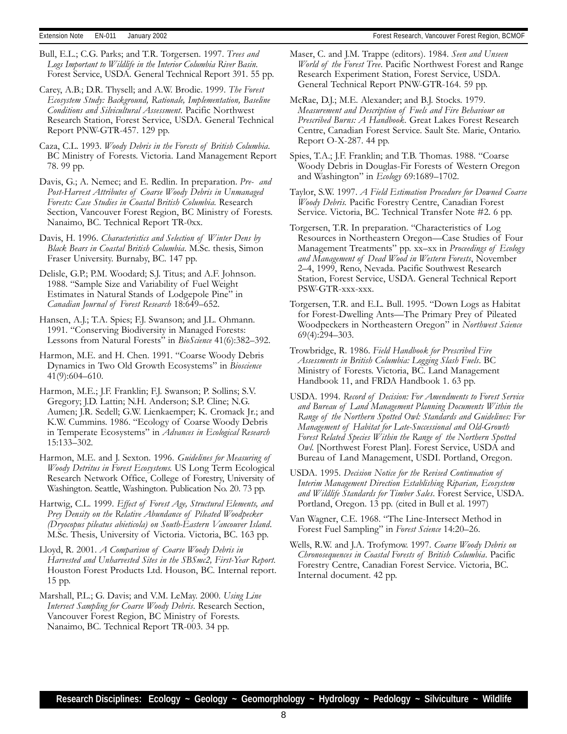Bull, E.L.; C.G. Parks; and T.R. Torgersen. 1997. *Trees and Logs Important to Wildlife in the Interior Columbia River Basin*. Forest Service, USDA. General Technical Report 391. 55 pp.

Carey, A.B.; D.R. Thysell; and A.W. Brodie. 1999. *The Forest Ecosystem Study: Background, Rationale, Implementation, Baseline Conditions and Silvicultural Assessment*. Pacific Northwest Research Station, Forest Service, USDA. General Technical Report PNW-GTR-457. 129 pp.

Caza, C.L. 1993. *Woody Debris in the Forests of British Columbia*. BC Ministry of Forests. Victoria. Land Management Report 78. 99 pp.

Davis, G.; A. Nemec; and E. Redlin. In preparation. *Pre- and Post-Harvest Attributes of Coarse Woody Debris in Unmanaged Forests: Case Studies in Coastal British Columbia.* Research Section, Vancouver Forest Region, BC Ministry of Forests. Nanaimo, BC. Technical Report TR-0xx.

Davis, H. 1996. *Characteristics and Selection of Winter Dens by Black Bears in Coastal British Columbia*. M.Sc. thesis, Simon Fraser University. Burnaby, BC. 147 pp.

Delisle, G.P.; P.M. Woodard; S.J. Titus; and A.F. Johnson. 1988. "Sample Size and Variability of Fuel Weight Estimates in Natural Stands of Lodgepole Pine" in *Canadian Journal of Forest Research* 18:649–652.

Hansen, A.J.; T.A. Spies; F.J. Swanson; and J.L. Ohmann. 1991. "Conserving Biodiversity in Managed Forests: Lessons from Natural Forests" in *BioScience* 41(6):382–392.

Harmon, M.E. and H. Chen. 1991. "Coarse Woody Debris Dynamics in Two Old Growth Ecosystems" in *Bioscience* 41(9):604–610.

Harmon, M.E.; J.F. Franklin; F.J. Swanson; P. Sollins; S.V. Gregory; J.D. Lattin; N.H. Anderson; S.P. Cline; N.G. Aumen; J.R. Sedell; G.W. Lienkaemper; K. Cromack Jr.; and K.W. Cummins. 1986. "Ecology of Coarse Woody Debris in Temperate Ecosystems" in *Advances in Ecological Research* 15:133–302.

Harmon, M.E. and J. Sexton. 1996. *Guidelines for Measuring of Woody Detritus in Forest Ecosystems.* US Long Term Ecological Research Network Office, College of Forestry, University of Washington. Seattle, Washington. Publication No. 20. 73 pp.

Hartwig, C.L. 1999. *Effect of Forest Age, Structural Elements, and Prey Density on the Relative Abundance of Pileated Woodpecker (Dryocopus pileatus abieticola) on South-Eastern Vancouver Island*. M.Sc. Thesis, University of Victoria. Victoria, BC. 163 pp.

Lloyd, R. 2001. *A Comparison of Coarse Woody Debris in Harvested and Unharvested Sites in the SBSmc2, First-Year Report.* Houston Forest Products Ltd. Houson, BC. Internal report. 15 pp.

Marshall, P.L.; G. Davis; and V.M. LeMay. 2000. *Using Line Intersect Sampling for Coarse Woody Debris*. Research Section, Vancouver Forest Region, BC Ministry of Forests. Nanaimo, BC. Technical Report TR-003. 34 pp.

Maser, C. and J.M. Trappe (editors). 1984. *Seen and Unseen World of the Forest Tree*. Pacific Northwest Forest and Range Research Experiment Station, Forest Service, USDA. General Technical Report PNW-GTR-164. 59 pp.

McRae, D.J.; M.E. Alexander; and B.J. Stocks. 1979. *Measurement and Description of Fuels and Fire Behaviour on Prescribed Burns: A Handbook*. Great Lakes Forest Research Centre, Canadian Forest Service. Sault Ste. Marie, Ontario. Report O-X-287. 44 pp.

Spies, T.A.; J.F. Franklin; and T.B. Thomas. 1988. "Coarse Woody Debris in Douglas-Fir Forests of Western Oregon and Washington" in *Ecology* 69:1689–1702.

Taylor, S.W. 1997. *A Field Estimation Procedure for Downed Coarse Woody Debris.* Pacific Forestry Centre, Canadian Forest Service. Victoria, BC. Technical Transfer Note #2. 6 pp.

Torgersen, T.R. In preparation. "Characteristics of Log Resources in Northeastern Oregon—Case Studies of Four Management Treatments" pp. xx–xx in *Proceedings of Ecology and Management of Dead Wood in Western Forests*, November 2–4, 1999, Reno, Nevada. Pacific Southwest Research Station, Forest Service, USDA. General Technical Report PSW-GTR-xxx-xxx.

Torgersen, T.R. and E.L. Bull. 1995. "Down Logs as Habitat for Forest-Dwelling Ants—The Primary Prey of Pileated Woodpeckers in Northeastern Oregon" in *Northwest Science* 69(4):294–303.

Trowbridge, R. 1986. *Field Handbook for Prescribed Fire Assessments in British Columbia: Logging Slash Fuels*. BC Ministry of Forests. Victoria, BC. Land Management Handbook 11, and FRDA Handbook 1. 63 pp.

USDA. 1994. *Record of Decision: For Amendments to Forest Service and Bureau of Land Management Planning Documents Within the Range of the Northern Spotted Owl: Standards and Guidelines: For Management of Habitat for Late-Successional and Old-Growth Forest Related Species Within the Range of the Northern Spotted Owl*. [Northwest Forest Plan]. Forest Service, USDA and Bureau of Land Management, USDI. Portland, Oregon.

USDA. 1995. *Decision Notice for the Revised Continuation of Interim Management Direction Establishing Riparian, Ecosystem and Wildlife Standards for Timber Sales*. Forest Service, USDA. Portland, Oregon. 13 pp. (cited in Bull et al. 1997)

Van Wagner, C.E. 1968. "The Line-Intersect Method in Forest Fuel Sampling" in *Forest Science* 14:20–26.

Wells, R.W. and J.A. Trofymow. 1997. *Coarse Woody Debris on Chronosequences in Coastal Forests of British Columbia*. Pacific Forestry Centre, Canadian Forest Service. Victoria, BC. Internal document. 42 pp.

**Research Disciplines: Ecology ~ Geology ~ Geomorphology ~ Hydrology ~ Pedology ~ Silviculture ~ Wildlife**